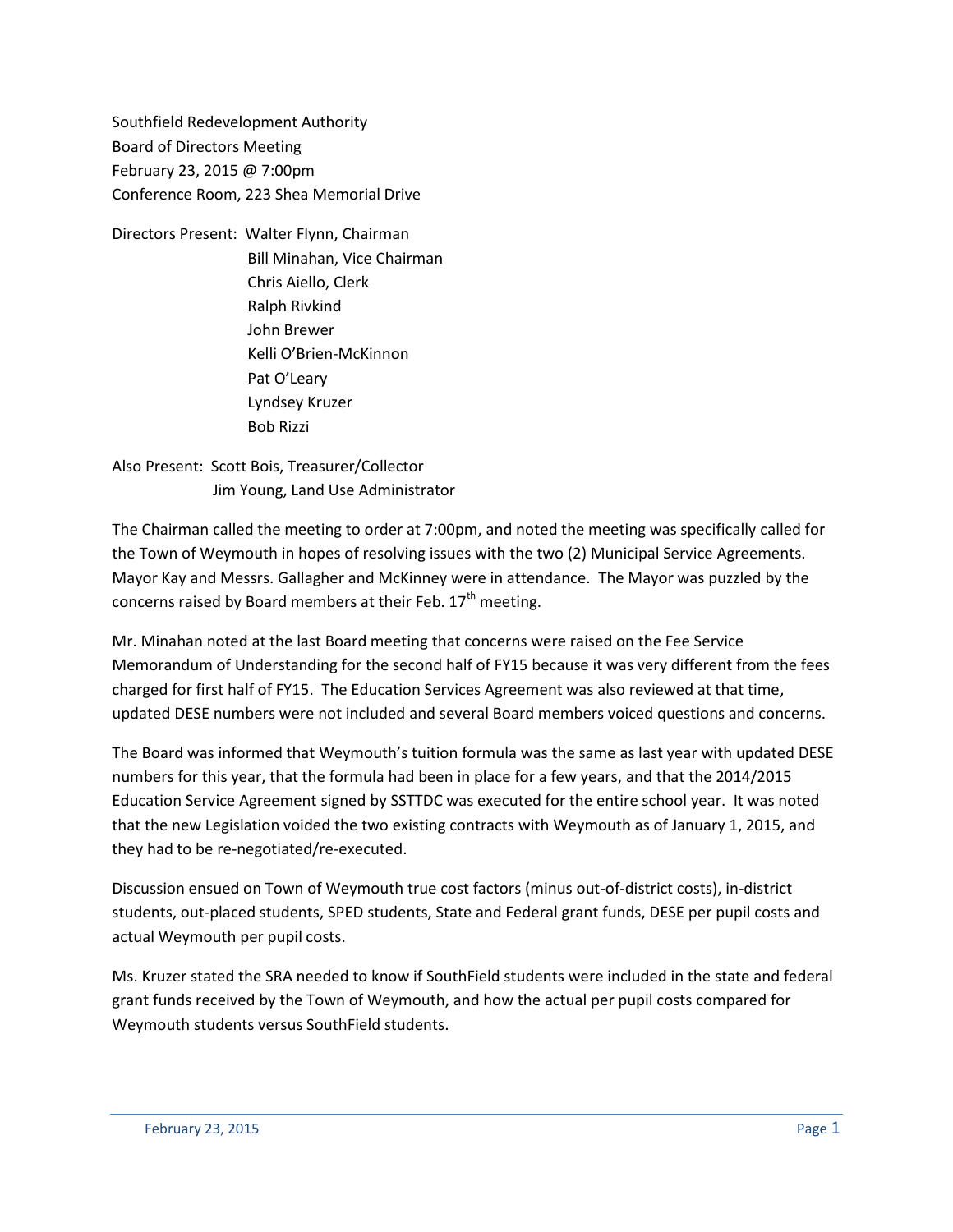Southfield Redevelopment Authority
Board of Directors Meeting
February 23, 2015 @ 7:00pm
Conference Room, 223 Shea Memorial Drive

Directors Present: Walter Flynn, Chairman
Bill Minahan, Vice Chairman
Chris Aiello, Clerk
Ralph Rivkind
John Brewer
Kelli O'Brien-McKinnon
Pat O'Leary
Lyndsey Kruzer
Bob Rizzi

Also Present: Scott Bois, Treasurer/Collector
Jim Young, Land Use Administrator

The Chairman called the meeting to order at 7:00pm, and noted the meeting was specifically called for the Town of Weymouth in hopes of resolving issues with the two (2) Municipal Service Agreements. Mayor Kay and Messrs. Gallagher and McKinney were in attendance. The Mayor was puzzled by the concerns raised by Board members at their Feb. 17th meeting.

Mr. Minahan noted at the last Board meeting that concerns were raised on the Fee Service Memorandum of Understanding for the second half of FY15 because it was very different from the fees charged for first half of FY15. The Education Services Agreement was also reviewed at that time, updated DESE numbers were not included and several Board members voiced questions and concerns.

The Board was informed that Weymouth's tuition formula was the same as last year with updated DESE numbers for this year, that the formula had been in place for a few years, and that the 2014/2015 Education Service Agreement signed by SSTTDC was executed for the entire school year. It was noted that the new Legislation voided the two existing contracts with Weymouth as of January 1, 2015, and they had to be re-negotiated/re-executed.

Discussion ensued on Town of Weymouth true cost factors (minus out-of-district costs), in-district students, out-placed students, SPED students, State and Federal grant funds, DESE per pupil costs and actual Weymouth per pupil costs.

Ms. Kruzer stated the SRA needed to know if SouthField students were included in the state and federal grant funds received by the Town of Weymouth, and how the actual per pupil costs compared for Weymouth students versus SouthField students.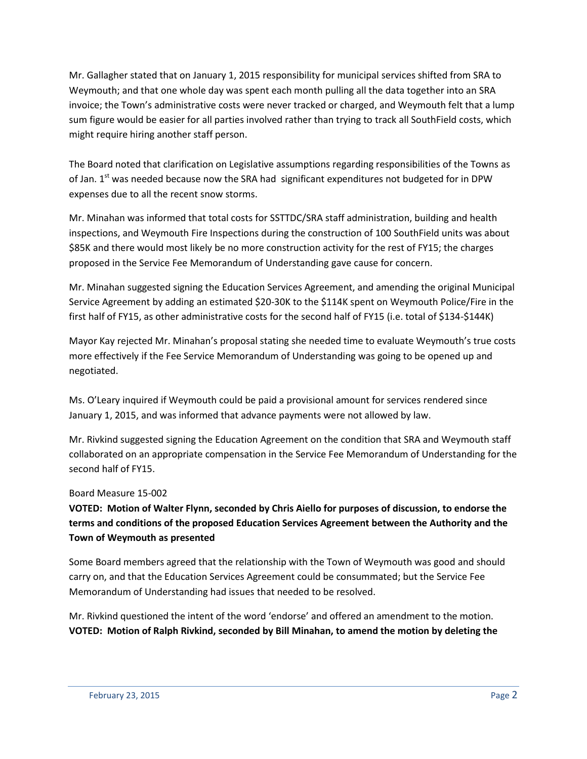Mr. Gallagher stated that on January 1, 2015 responsibility for municipal services shifted from SRA to Weymouth; and that one whole day was spent each month pulling all the data together into an SRA invoice; the Town's administrative costs were never tracked or charged, and Weymouth felt that a lump sum figure would be easier for all parties involved rather than trying to track all SouthField costs, which might require hiring another staff person.

The Board noted that clarification on Legislative assumptions regarding responsibilities of the Towns as of Jan. 1st was needed because now the SRA had significant expenditures not budgeted for in DPW expenses due to all the recent snow storms.

Mr. Minahan was informed that total costs for SSTTDC/SRA staff administration, building and health inspections, and Weymouth Fire Inspections during the construction of 100 SouthField units was about $85K and there would most likely be no more construction activity for the rest of FY15; the charges proposed in the Service Fee Memorandum of Understanding gave cause for concern.

Mr. Minahan suggested signing the Education Services Agreement, and amending the original Municipal Service Agreement by adding an estimated $20-30K to the $114K spent on Weymouth Police/Fire in the first half of FY15, as other administrative costs for the second half of FY15 (i.e. total of $134-$144K)

Mayor Kay rejected Mr. Minahan's proposal stating she needed time to evaluate Weymouth's true costs more effectively if the Fee Service Memorandum of Understanding was going to be opened up and negotiated.

Ms. O'Leary inquired if Weymouth could be paid a provisional amount for services rendered since January 1, 2015, and was informed that advance payments were not allowed by law.

Mr. Rivkind suggested signing the Education Agreement on the condition that SRA and Weymouth staff collaborated on an appropriate compensation in the Service Fee Memorandum of Understanding for the second half of FY15.

Board Measure 15-002

**VOTED: Motion of Walter Flynn, seconded by Chris Aiello for purposes of discussion, to endorse the terms and conditions of the proposed Education Services Agreement between the Authority and the Town of Weymouth as presented**

Some Board members agreed that the relationship with the Town of Weymouth was good and should carry on, and that the Education Services Agreement could be consummated; but the Service Fee Memorandum of Understanding had issues that needed to be resolved.

Mr. Rivkind questioned the intent of the word 'endorse' and offered an amendment to the motion.
**VOTED: Motion of Ralph Rivkind, seconded by Bill Minahan, to amend the motion by deleting the**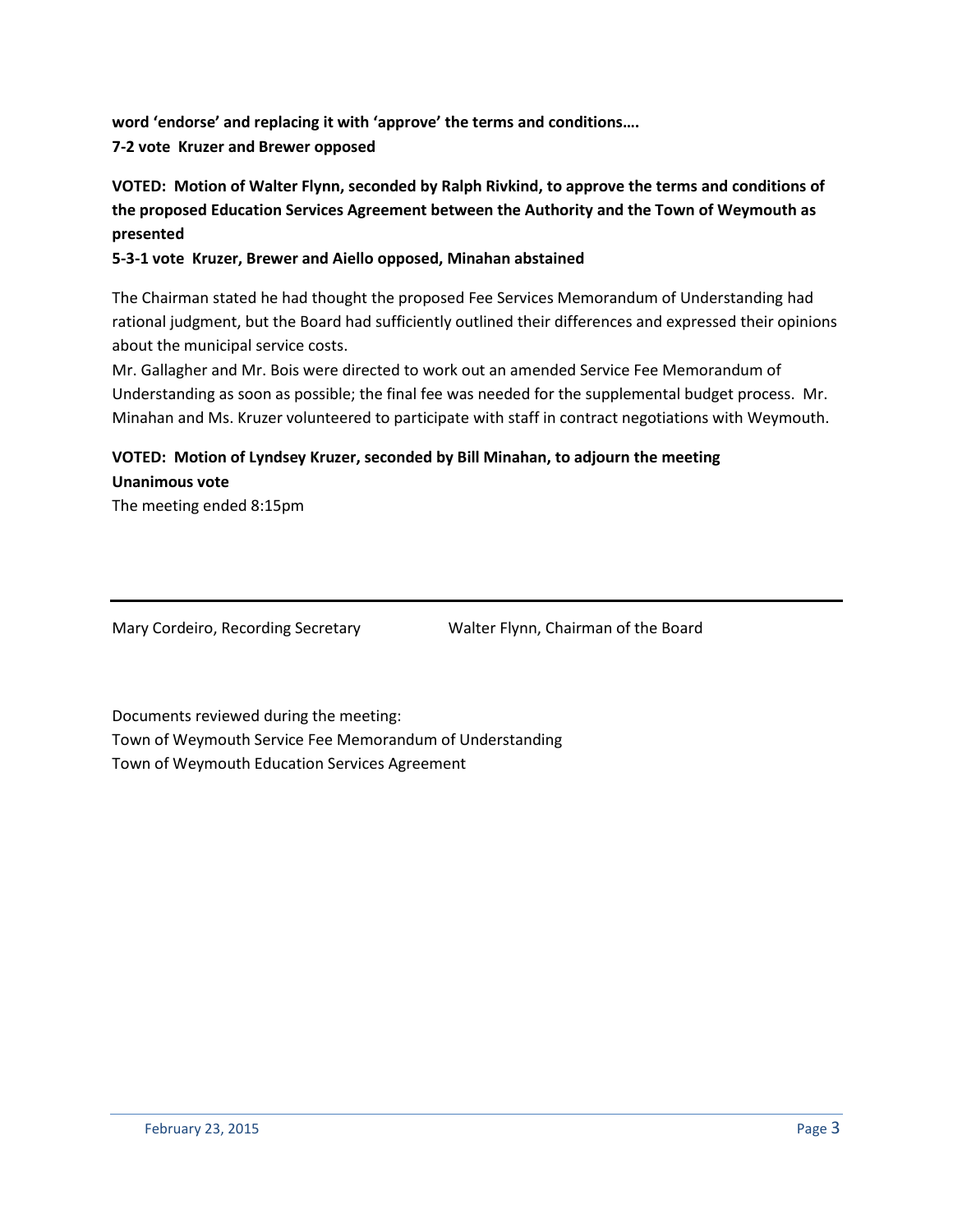**word 'endorse' and replacing it with 'approve' the terms and conditions….**
**7-2 vote Kruzer and Brewer opposed**

**VOTED: Motion of Walter Flynn, seconded by Ralph Rivkind, to approve the terms and conditions of the proposed Education Services Agreement between the Authority and the Town of Weymouth as presented**
**5-3-1 vote Kruzer, Brewer and Aiello opposed, Minahan abstained**

The Chairman stated he had thought the proposed Fee Services Memorandum of Understanding had rational judgment, but the Board had sufficiently outlined their differences and expressed their opinions about the municipal service costs.
Mr. Gallagher and Mr. Bois were directed to work out an amended Service Fee Memorandum of Understanding as soon as possible; the final fee was needed for the supplemental budget process. Mr. Minahan and Ms. Kruzer volunteered to participate with staff in contract negotiations with Weymouth.

**VOTED: Motion of Lyndsey Kruzer, seconded by Bill Minahan, to adjourn the meeting**
**Unanimous vote**
The meeting ended 8:15pm

---

Mary Cordeiro, Recording Secretary Walter Flynn, Chairman of the Board

Documents reviewed during the meeting:
Town of Weymouth Service Fee Memorandum of Understanding
Town of Weymouth Education Services Agreement